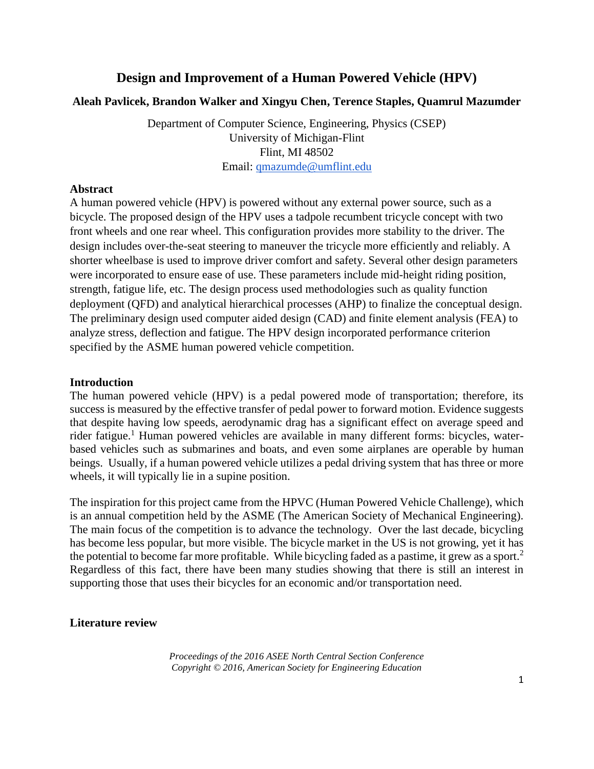# Design and Improvement of a Human Powered Vehicle (HPV)

**Aleah Pavlicek, Brandon Walker and Xingyu Chen, Terence Staples, Quamrul Mazumder**

Department of Computer Science, Engineering, Physics (CSEP)
University of Michigan-Flint
Flint, MI 48502
Email: qmazumde@umflint.edu

## Abstract

A human powered vehicle (HPV) is powered without any external power source, such as a bicycle. The proposed design of the HPV uses a tadpole recumbent tricycle concept with two front wheels and one rear wheel. This configuration provides more stability to the driver. The design includes over-the-seat steering to maneuver the tricycle more efficiently and reliably. A shorter wheelbase is used to improve driver comfort and safety. Several other design parameters were incorporated to ensure ease of use. These parameters include mid-height riding position, strength, fatigue life, etc. The design process used methodologies such as quality function deployment (QFD) and analytical hierarchical processes (AHP) to finalize the conceptual design. The preliminary design used computer aided design (CAD) and finite element analysis (FEA) to analyze stress, deflection and fatigue. The HPV design incorporated performance criterion specified by the ASME human powered vehicle competition.

## Introduction

The human powered vehicle (HPV) is a pedal powered mode of transportation; therefore, its success is measured by the effective transfer of pedal power to forward motion. Evidence suggests that despite having low speeds, aerodynamic drag has a significant effect on average speed and rider fatigue.[1] Human powered vehicles are available in many different forms: bicycles, water-based vehicles such as submarines and boats, and even some airplanes are operable by human beings. Usually, if a human powered vehicle utilizes a pedal driving system that has three or more wheels, it will typically lie in a supine position.

The inspiration for this project came from the HPVC (Human Powered Vehicle Challenge), which is an annual competition held by the ASME (The American Society of Mechanical Engineering). The main focus of the competition is to advance the technology. Over the last decade, bicycling has become less popular, but more visible. The bicycle market in the US is not growing, yet it has the potential to become far more profitable. While bicycling faded as a pastime, it grew as a sport.[2] Regardless of this fact, there have been many studies showing that there is still an interest in supporting those that uses their bicycles for an economic and/or transportation need.

## Literature review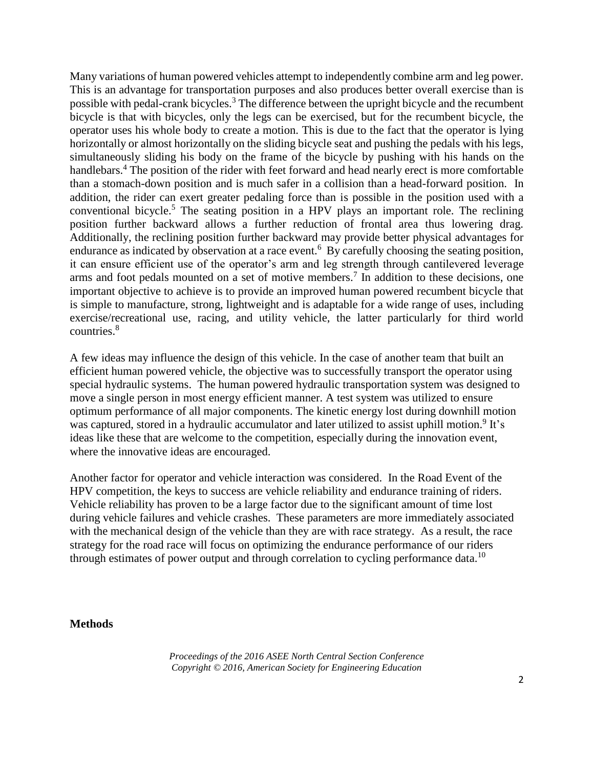Many variations of human powered vehicles attempt to independently combine arm and leg power. This is an advantage for transportation purposes and also produces better overall exercise than is possible with pedal-crank bicycles.[3] The difference between the upright bicycle and the recumbent bicycle is that with bicycles, only the legs can be exercised, but for the recumbent bicycle, the operator uses his whole body to create a motion. This is due to the fact that the operator is lying horizontally or almost horizontally on the sliding bicycle seat and pushing the pedals with his legs, simultaneously sliding his body on the frame of the bicycle by pushing with his hands on the handlebars.[4] The position of the rider with feet forward and head nearly erect is more comfortable than a stomach-down position and is much safer in a collision than a head-forward position. In addition, the rider can exert greater pedaling force than is possible in the position used with a conventional bicycle.[5] The seating position in a HPV plays an important role. The reclining position further backward allows a further reduction of frontal area thus lowering drag. Additionally, the reclining position further backward may provide better physical advantages for endurance as indicated by observation at a race event.[6] By carefully choosing the seating position, it can ensure efficient use of the operator's arm and leg strength through cantilevered leverage arms and foot pedals mounted on a set of motive members.[7] In addition to these decisions, one important objective to achieve is to provide an improved human powered recumbent bicycle that is simple to manufacture, strong, lightweight and is adaptable for a wide range of uses, including exercise/recreational use, racing, and utility vehicle, the latter particularly for third world countries.[8]

A few ideas may influence the design of this vehicle. In the case of another team that built an efficient human powered vehicle, the objective was to successfully transport the operator using special hydraulic systems. The human powered hydraulic transportation system was designed to move a single person in most energy efficient manner. A test system was utilized to ensure optimum performance of all major components. The kinetic energy lost during downhill motion was captured, stored in a hydraulic accumulator and later utilized to assist uphill motion.[9] It's ideas like these that are welcome to the competition, especially during the innovation event, where the innovative ideas are encouraged.

Another factor for operator and vehicle interaction was considered. In the Road Event of the HPV competition, the keys to success are vehicle reliability and endurance training of riders. Vehicle reliability has proven to be a large factor due to the significant amount of time lost during vehicle failures and vehicle crashes. These parameters are more immediately associated with the mechanical design of the vehicle than they are with race strategy. As a result, the race strategy for the road race will focus on optimizing the endurance performance of our riders through estimates of power output and through correlation to cycling performance data.[10]

## Methods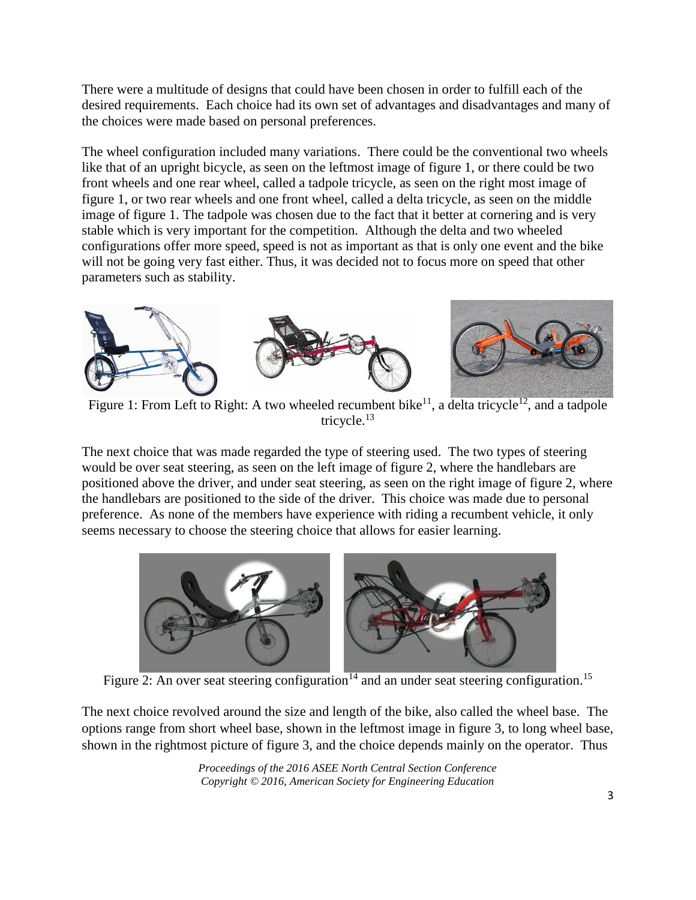There were a multitude of designs that could have been chosen in order to fulfill each of the desired requirements. Each choice had its own set of advantages and disadvantages and many of the choices were made based on personal preferences.

The wheel configuration included many variations. There could be the conventional two wheels like that of an upright bicycle, as seen on the leftmost image of figure 1, or there could be two front wheels and one rear wheel, called a tadpole tricycle, as seen on the right most image of figure 1, or two rear wheels and one front wheel, called a delta tricycle, as seen on the middle image of figure 1. The tadpole was chosen due to the fact that it better at cornering and is very stable which is very important for the competition. Although the delta and two wheeled configurations offer more speed, speed is not as important as that is only one event and the bike will not be going very fast either. Thus, it was decided not to focus more on speed that other parameters such as stability.

Figure 1: From Left to Right: A two wheeled recumbent bike[11], a delta tricycle[12], and a tadpole tricycle.[13]

The next choice that was made regarded the type of steering used. The two types of steering would be over seat steering, as seen on the left image of figure 2, where the handlebars are positioned above the driver, and under seat steering, as seen on the right image of figure 2, where the handlebars are positioned to the side of the driver. This choice was made due to personal preference. As none of the members have experience with riding a recumbent vehicle, it only seems necessary to choose the steering choice that allows for easier learning.

Figure 2: An over seat steering configuration[14] and an under seat steering configuration.[15]

The next choice revolved around the size and length of the bike, also called the wheel base. The options range from short wheel base, shown in the leftmost image in figure 3, to long wheel base, shown in the rightmost picture of figure 3, and the choice depends mainly on the operator. Thus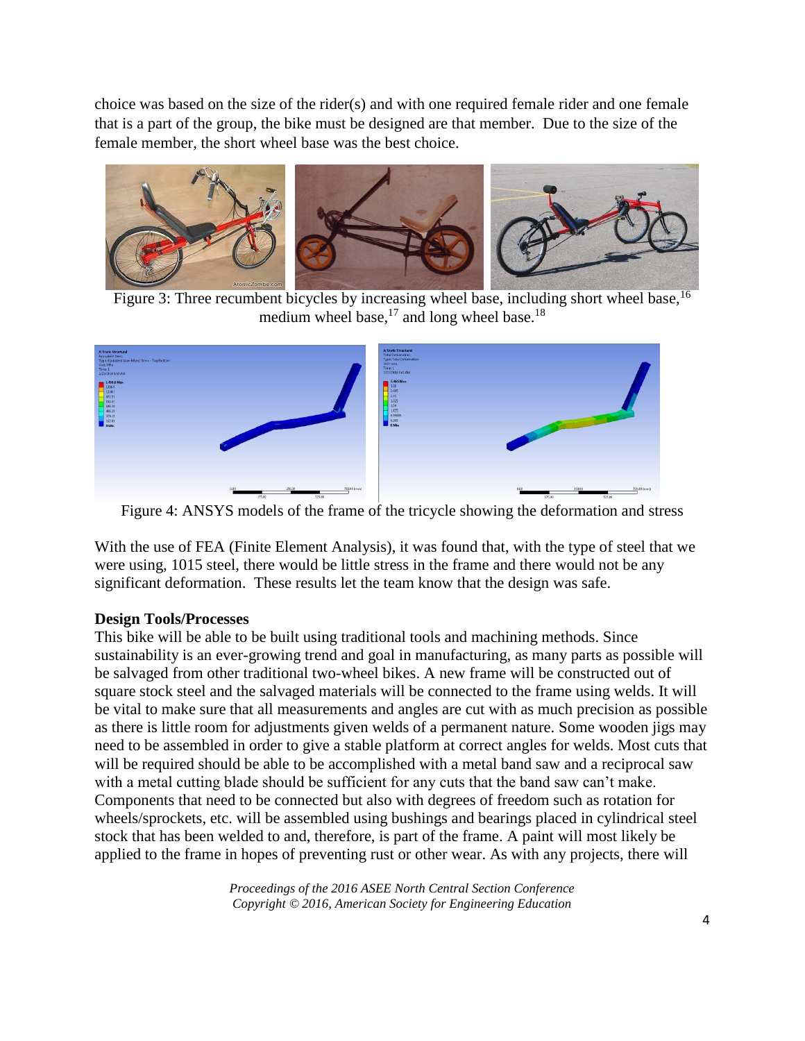choice was based on the size of the rider(s) and with one required female rider and one female that is a part of the group, the bike must be designed are that member. Due to the size of the female member, the short wheel base was the best choice.

Figure 3: Three recumbent bicycles by increasing wheel base, including short wheel base,[16] medium wheel base,[17] and long wheel base.[18]

Figure 4: ANSYS models of the frame of the tricycle showing the deformation and stress

With the use of FEA (Finite Element Analysis), it was found that, with the type of steel that we were using, 1015 steel, there would be little stress in the frame and there would not be any significant deformation. These results let the team know that the design was safe.

**Design Tools/Processes**

This bike will be able to be built using traditional tools and machining methods. Since sustainability is an ever-growing trend and goal in manufacturing, as many parts as possible will be salvaged from other traditional two-wheel bikes. A new frame will be constructed out of square stock steel and the salvaged materials will be connected to the frame using welds. It will be vital to make sure that all measurements and angles are cut with as much precision as possible as there is little room for adjustments given welds of a permanent nature. Some wooden jigs may need to be assembled in order to give a stable platform at correct angles for welds. Most cuts that will be required should be able to be accomplished with a metal band saw and a reciprocal saw with a metal cutting blade should be sufficient for any cuts that the band saw can't make. Components that need to be connected but also with degrees of freedom such as rotation for wheels/sprockets, etc. will be assembled using bushings and bearings placed in cylindrical steel stock that has been welded to and, therefore, is part of the frame. A paint will most likely be applied to the frame in hopes of preventing rust or other wear. As with any projects, there will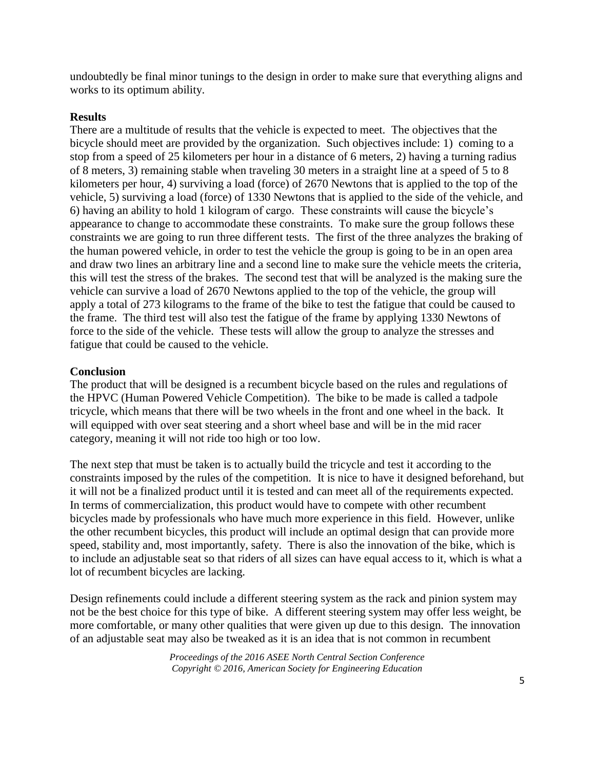undoubtedly be final minor tunings to the design in order to make sure that everything aligns and works to its optimum ability.

**Results**

There are a multitude of results that the vehicle is expected to meet. The objectives that the bicycle should meet are provided by the organization. Such objectives include: 1) coming to a stop from a speed of 25 kilometers per hour in a distance of 6 meters, 2) having a turning radius of 8 meters, 3) remaining stable when traveling 30 meters in a straight line at a speed of 5 to 8 kilometers per hour, 4) surviving a load (force) of 2670 Newtons that is applied to the top of the vehicle, 5) surviving a load (force) of 1330 Newtons that is applied to the side of the vehicle, and 6) having an ability to hold 1 kilogram of cargo. These constraints will cause the bicycle's appearance to change to accommodate these constraints. To make sure the group follows these constraints we are going to run three different tests. The first of the three analyzes the braking of the human powered vehicle, in order to test the vehicle the group is going to be in an open area and draw two lines an arbitrary line and a second line to make sure the vehicle meets the criteria, this will test the stress of the brakes. The second test that will be analyzed is the making sure the vehicle can survive a load of 2670 Newtons applied to the top of the vehicle, the group will apply a total of 273 kilograms to the frame of the bike to test the fatigue that could be caused to the frame. The third test will also test the fatigue of the frame by applying 1330 Newtons of force to the side of the vehicle. These tests will allow the group to analyze the stresses and fatigue that could be caused to the vehicle.

**Conclusion**

The product that will be designed is a recumbent bicycle based on the rules and regulations of the HPVC (Human Powered Vehicle Competition). The bike to be made is called a tadpole tricycle, which means that there will be two wheels in the front and one wheel in the back. It will equipped with over seat steering and a short wheel base and will be in the mid racer category, meaning it will not ride too high or too low.

The next step that must be taken is to actually build the tricycle and test it according to the constraints imposed by the rules of the competition. It is nice to have it designed beforehand, but it will not be a finalized product until it is tested and can meet all of the requirements expected. In terms of commercialization, this product would have to compete with other recumbent bicycles made by professionals who have much more experience in this field. However, unlike the other recumbent bicycles, this product will include an optimal design that can provide more speed, stability and, most importantly, safety. There is also the innovation of the bike, which is to include an adjustable seat so that riders of all sizes can have equal access to it, which is what a lot of recumbent bicycles are lacking.

Design refinements could include a different steering system as the rack and pinion system may not be the best choice for this type of bike. A different steering system may offer less weight, be more comfortable, or many other qualities that were given up due to this design. The innovation of an adjustable seat may also be tweaked as it is an idea that is not common in recumbent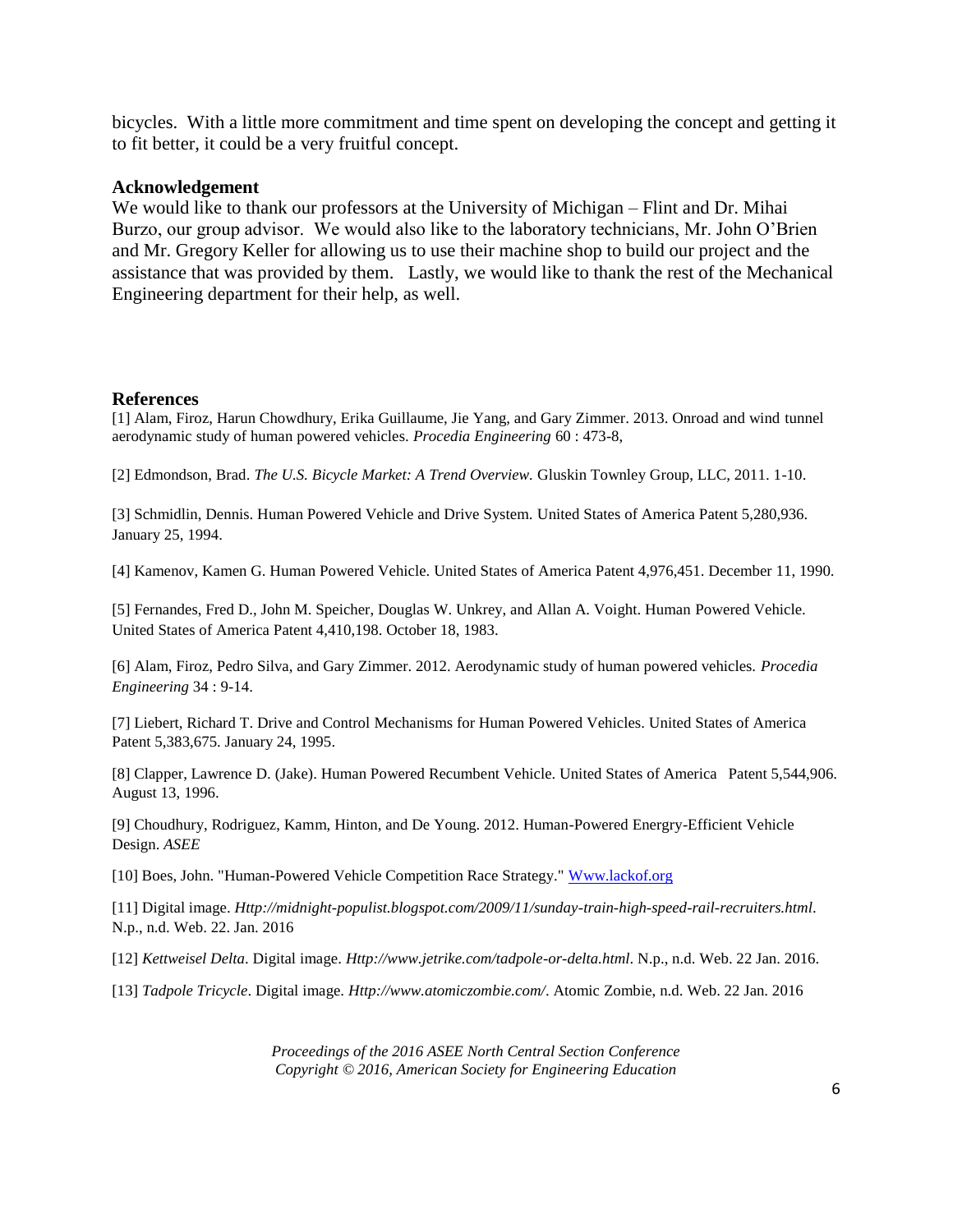bicycles. With a little more commitment and time spent on developing the concept and getting it to fit better, it could be a very fruitful concept.

## Acknowledgement

We would like to thank our professors at the University of Michigan – Flint and Dr. Mihai Burzo, our group advisor. We would also like to the laboratory technicians, Mr. John O'Brien and Mr. Gregory Keller for allowing us to use their machine shop to build our project and the assistance that was provided by them. Lastly, we would like to thank the rest of the Mechanical Engineering department for their help, as well.

## References

[1] Alam, Firoz, Harun Chowdhury, Erika Guillaume, Jie Yang, and Gary Zimmer. 2013. Onroad and wind tunnel aerodynamic study of human powered vehicles. *Procedia Engineering* 60 : 473-8,

[2] Edmondson, Brad. *The U.S. Bicycle Market: A Trend Overview.* Gluskin Townley Group, LLC, 2011. 1-10.

[3] Schmidlin, Dennis. Human Powered Vehicle and Drive System. United States of America Patent 5,280,936. January 25, 1994.

[4] Kamenov, Kamen G. Human Powered Vehicle. United States of America Patent 4,976,451. December 11, 1990.

[5] Fernandes, Fred D., John M. Speicher, Douglas W. Unkrey, and Allan A. Voight. Human Powered Vehicle. United States of America Patent 4,410,198. October 18, 1983.

[6] Alam, Firoz, Pedro Silva, and Gary Zimmer. 2012. Aerodynamic study of human powered vehicles. *Procedia Engineering* 34 : 9-14.

[7] Liebert, Richard T. Drive and Control Mechanisms for Human Powered Vehicles. United States of America Patent 5,383,675. January 24, 1995.

[8] Clapper, Lawrence D. (Jake). Human Powered Recumbent Vehicle. United States of America Patent 5,544,906. August 13, 1996.

[9] Choudhury, Rodriguez, Kamm, Hinton, and De Young. 2012. Human-Powered Energy-Efficient Vehicle Design. *ASEE*

[10] Boes, John. "Human-Powered Vehicle Competition Race Strategy." Www.lackof.org

[11] Digital image. *Http://midnight-populist.blogspot.com/2009/11/sunday-train-high-speed-rail-recruiters.html*. N.p., n.d. Web. 22. Jan. 2016

[12] *Kettweisel Delta*. Digital image. *Http://www.jetrike.com/tadpole-or-delta.html*. N.p., n.d. Web. 22 Jan. 2016.

[13] *Tadpole Tricycle*. Digital image. *Http://www.atomiczombie.com/*. Atomic Zombie, n.d. Web. 22 Jan. 2016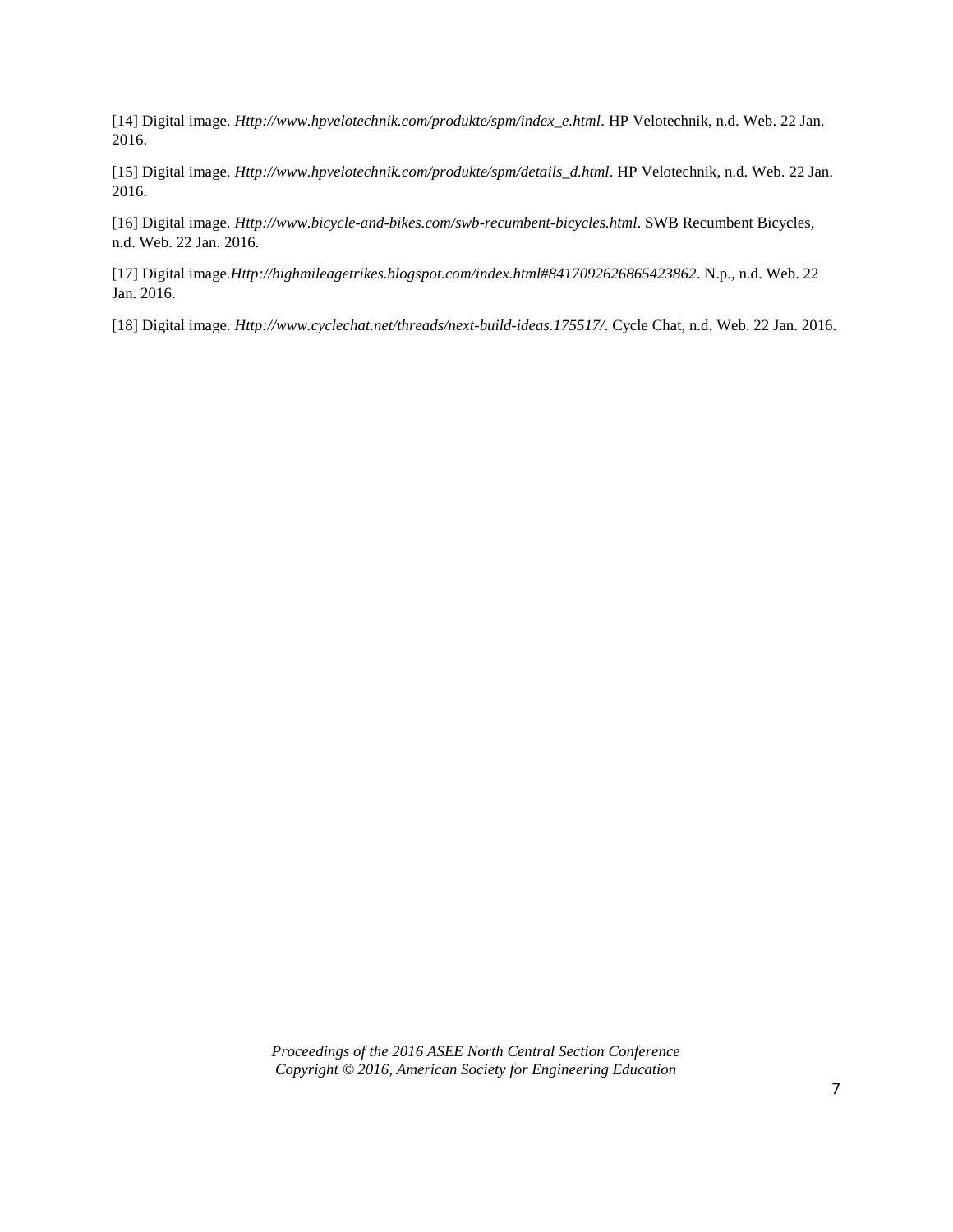[14] Digital image. *Http://www.hpvelotechnik.com/produkte/spm/index_e.html*. HP Velotechnik, n.d. Web. 22 Jan. 2016.

[15] Digital image. *Http://www.hpvelotechnik.com/produkte/spm/details_d.html*. HP Velotechnik, n.d. Web. 22 Jan. 2016.

[16] Digital image. *Http://www.bicycle-and-bikes.com/swb-recumbent-bicycles.html*. SWB Recumbent Bicycles, n.d. Web. 22 Jan. 2016.

[17] Digital image.*Http://highmileagetrikes.blogspot.com/index.html#8417092626865423862*. N.p., n.d. Web. 22 Jan. 2016.

[18] Digital image. *Http://www.cyclechat.net/threads/next-build-ideas.175517/*. Cycle Chat, n.d. Web. 22 Jan. 2016.